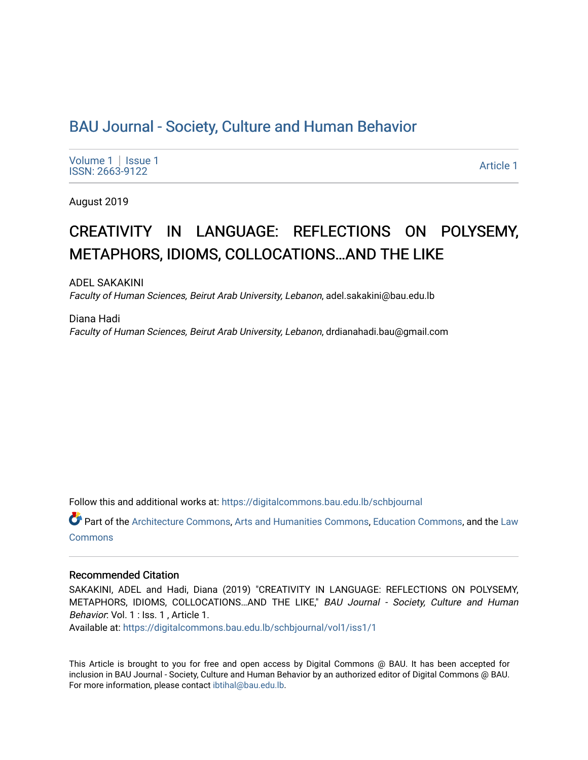# BAU Journal - Society, Culture and Human Behavior

Volume 1 | Issue 1
ISSN: 2663-9122

Article 1

August 2019

## CREATIVITY IN LANGUAGE: REFLECTIONS ON POLYSEMY, METAPHORS, IDIOMS, COLLOCATIONS…AND THE LIKE

ADEL SAKAKINI
*Faculty of Human Sciences, Beirut Arab University, Lebanon*, adel.sakakini@bau.edu.lb

Diana Hadi
*Faculty of Human Sciences, Beirut Arab University, Lebanon*, drdianahadi.bau@gmail.com

Follow this and additional works at: https://digitalcommons.bau.edu.lb/schbjournal

Part of the Architecture Commons, Arts and Humanities Commons, Education Commons, and the Law Commons

### Recommended Citation

SAKAKINI, ADEL and Hadi, Diana (2019) "CREATIVITY IN LANGUAGE: REFLECTIONS ON POLYSEMY, METAPHORS, IDIOMS, COLLOCATIONS…AND THE LIKE," *BAU Journal - Society, Culture and Human Behavior*: Vol. 1 : Iss. 1 , Article 1.
Available at: https://digitalcommons.bau.edu.lb/schbjournal/vol1/iss1/1

This Article is brought to you for free and open access by Digital Commons @ BAU. It has been accepted for inclusion in BAU Journal - Society, Culture and Human Behavior by an authorized editor of Digital Commons @ BAU. For more information, please contact ibtihal@bau.edu.lb.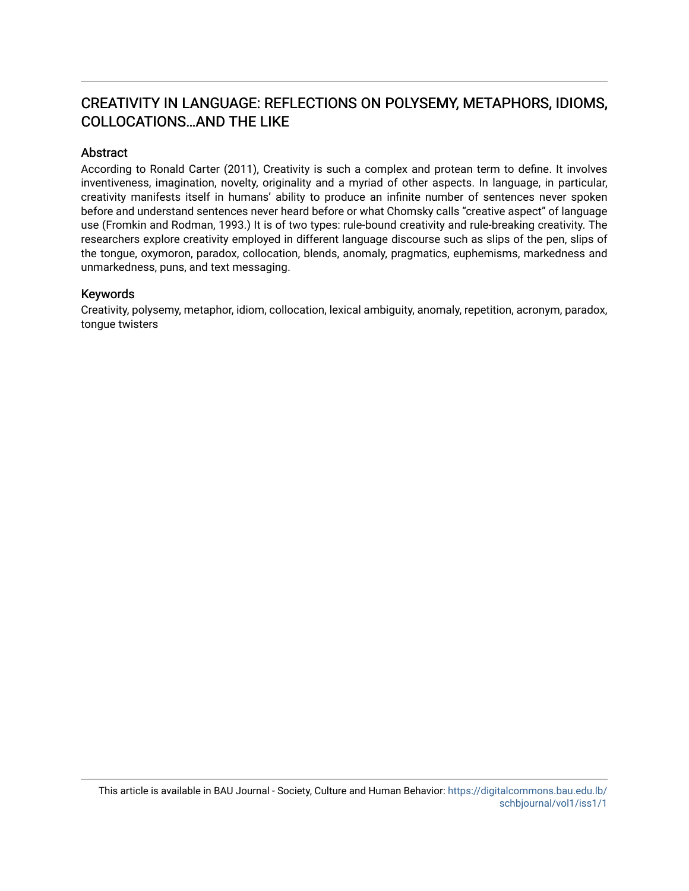## CREATIVITY IN LANGUAGE: REFLECTIONS ON POLYSEMY, METAPHORS, IDIOMS, COLLOCATIONS…AND THE LIKE

### Abstract

According to Ronald Carter (2011), Creativity is such a complex and protean term to define. It involves inventiveness, imagination, novelty, originality and a myriad of other aspects. In language, in particular, creativity manifests itself in humans' ability to produce an infinite number of sentences never spoken before and understand sentences never heard before or what Chomsky calls "creative aspect" of language use (Fromkin and Rodman, 1993.) It is of two types: rule-bound creativity and rule-breaking creativity. The researchers explore creativity employed in different language discourse such as slips of the pen, slips of the tongue, oxymoron, paradox, collocation, blends, anomaly, pragmatics, euphemisms, markedness and unmarkedness, puns, and text messaging.

### Keywords

Creativity, polysemy, metaphor, idiom, collocation, lexical ambiguity, anomaly, repetition, acronym, paradox, tongue twisters

This article is available in BAU Journal - Society, Culture and Human Behavior: https://digitalcommons.bau.edu.lb/schbjournal/vol1/iss1/1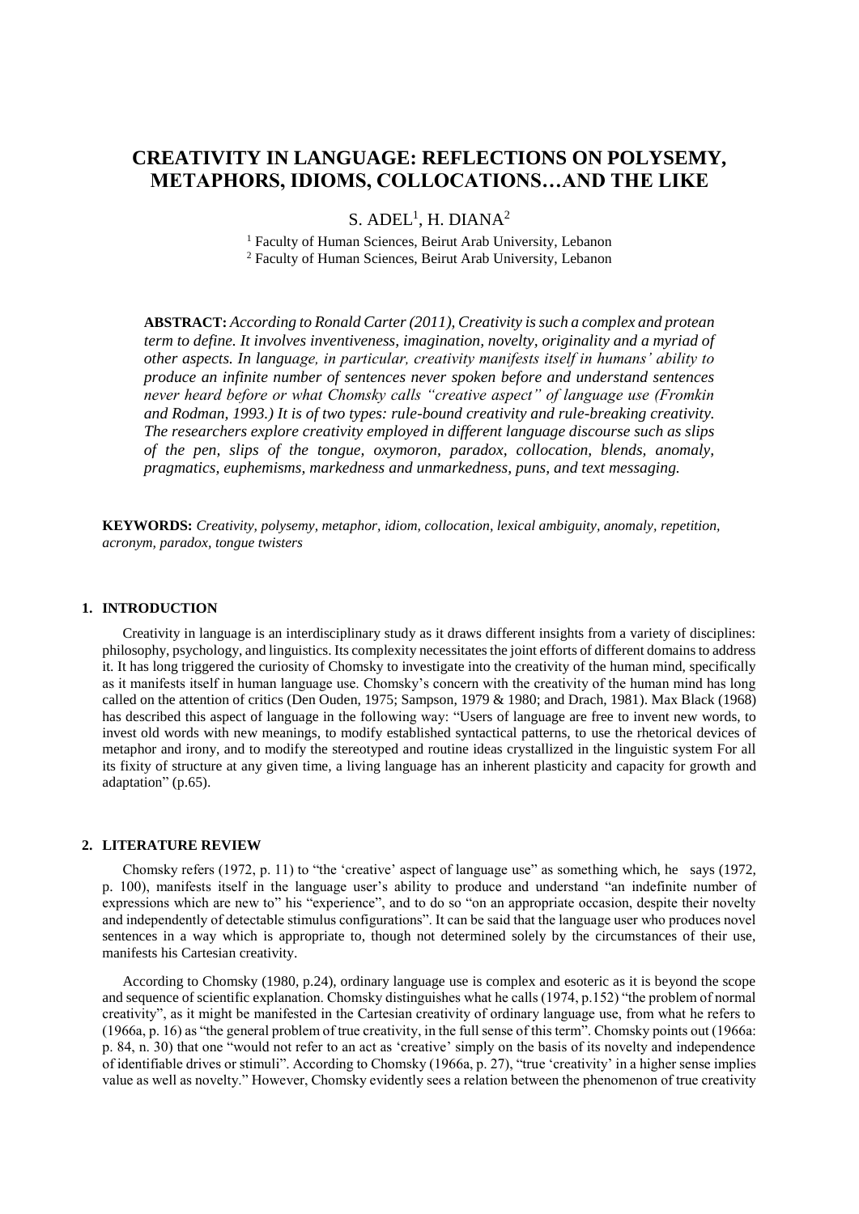# CREATIVITY IN LANGUAGE: REFLECTIONS ON POLYSEMY, METAPHORS, IDIOMS, COLLOCATIONS…AND THE LIKE

S. ADEL[1], H. DIANA[2]

[1] Faculty of Human Sciences, Beirut Arab University, Lebanon
[2] Faculty of Human Sciences, Beirut Arab University, Lebanon

**ABSTRACT:** *According to Ronald Carter (2011), Creativity is such a complex and protean term to define. It involves inventiveness, imagination, novelty, originality and a myriad of other aspects. In language, in particular, creativity manifests itself in humans' ability to produce an infinite number of sentences never spoken before and understand sentences never heard before or what Chomsky calls "creative aspect" of language use (Fromkin and Rodman, 1993.) It is of two types: rule-bound creativity and rule-breaking creativity. The researchers explore creativity employed in different language discourse such as slips of the pen, slips of the tongue, oxymoron, paradox, collocation, blends, anomaly, pragmatics, euphemisms, markedness and unmarkedness, puns, and text messaging.*

**KEYWORDS:** *Creativity, polysemy, metaphor, idiom, collocation, lexical ambiguity, anomaly, repetition, acronym, paradox, tongue twisters*

## 1. INTRODUCTION

Creativity in language is an interdisciplinary study as it draws different insights from a variety of disciplines: philosophy, psychology, and linguistics. Its complexity necessitates the joint efforts of different domains to address it. It has long triggered the curiosity of Chomsky to investigate into the creativity of the human mind, specifically as it manifests itself in human language use. Chomsky's concern with the creativity of the human mind has long called on the attention of critics (Den Ouden, 1975; Sampson, 1979 & 1980; and Drach, 1981). Max Black (1968) has described this aspect of language in the following way: "Users of language are free to invent new words, to invest old words with new meanings, to modify established syntactical patterns, to use the rhetorical devices of metaphor and irony, and to modify the stereotyped and routine ideas crystallized in the linguistic system For all its fixity of structure at any given time, a living language has an inherent plasticity and capacity for growth and adaptation" (p.65).

## 2. LITERATURE REVIEW

Chomsky refers (1972, p. 11) to "the 'creative' aspect of language use" as something which, he says (1972, p. 100), manifests itself in the language user's ability to produce and understand "an indefinite number of expressions which are new to" his "experience", and to do so "on an appropriate occasion, despite their novelty and independently of detectable stimulus configurations". It can be said that the language user who produces novel sentences in a way which is appropriate to, though not determined solely by the circumstances of their use, manifests his Cartesian creativity.

According to Chomsky (1980, p.24), ordinary language use is complex and esoteric as it is beyond the scope and sequence of scientific explanation. Chomsky distinguishes what he calls (1974, p.152) "the problem of normal creativity", as it might be manifested in the Cartesian creativity of ordinary language use, from what he refers to (1966a, p. 16) as "the general problem of true creativity, in the full sense of this term". Chomsky points out (1966a: p. 84, n. 30) that one "would not refer to an act as 'creative' simply on the basis of its novelty and independence of identifiable drives or stimuli". According to Chomsky (1966a, p. 27), "true 'creativity' in a higher sense implies value as well as novelty." However, Chomsky evidently sees a relation between the phenomenon of true creativity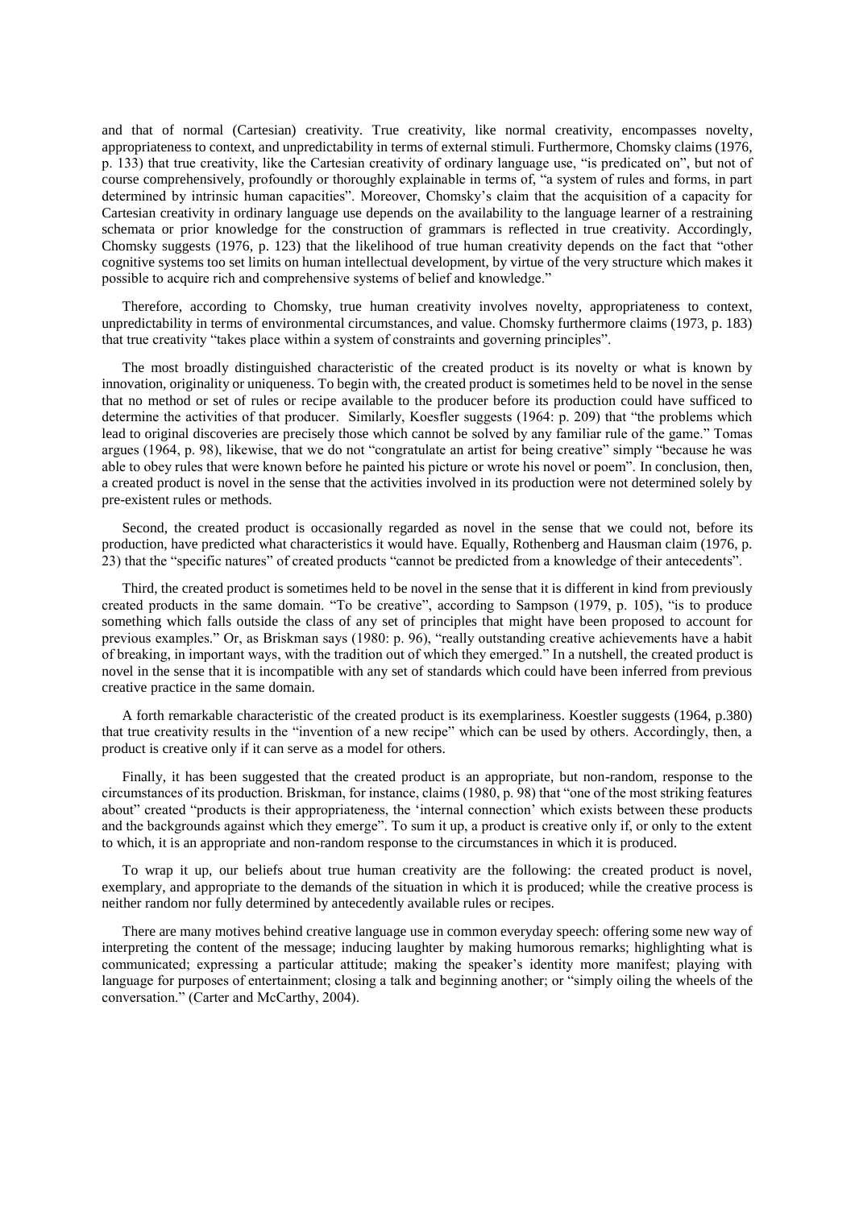and that of normal (Cartesian) creativity. True creativity, like normal creativity, encompasses novelty, appropriateness to context, and unpredictability in terms of external stimuli. Furthermore, Chomsky claims (1976, p. 133) that true creativity, like the Cartesian creativity of ordinary language use, "is predicated on", but not of course comprehensively, profoundly or thoroughly explainable in terms of, "a system of rules and forms, in part determined by intrinsic human capacities". Moreover, Chomsky's claim that the acquisition of a capacity for Cartesian creativity in ordinary language use depends on the availability to the language learner of a restraining schemata or prior knowledge for the construction of grammars is reflected in true creativity. Accordingly, Chomsky suggests (1976, p. 123) that the likelihood of true human creativity depends on the fact that "other cognitive systems too set limits on human intellectual development, by virtue of the very structure which makes it possible to acquire rich and comprehensive systems of belief and knowledge."

Therefore, according to Chomsky, true human creativity involves novelty, appropriateness to context, unpredictability in terms of environmental circumstances, and value. Chomsky furthermore claims (1973, p. 183) that true creativity "takes place within a system of constraints and governing principles".

The most broadly distinguished characteristic of the created product is its novelty or what is known by innovation, originality or uniqueness. To begin with, the created product is sometimes held to be novel in the sense that no method or set of rules or recipe available to the producer before its production could have sufficed to determine the activities of that producer. Similarly, Koesfler suggests (1964: p. 209) that "the problems which lead to original discoveries are precisely those which cannot be solved by any familiar rule of the game." Tomas argues (1964, p. 98), likewise, that we do not "congratulate an artist for being creative" simply "because he was able to obey rules that were known before he painted his picture or wrote his novel or poem". In conclusion, then, a created product is novel in the sense that the activities involved in its production were not determined solely by pre-existent rules or methods.

Second, the created product is occasionally regarded as novel in the sense that we could not, before its production, have predicted what characteristics it would have. Equally, Rothenberg and Hausman claim (1976, p. 23) that the "specific natures" of created products "cannot be predicted from a knowledge of their antecedents".

Third, the created product is sometimes held to be novel in the sense that it is different in kind from previously created products in the same domain. "To be creative", according to Sampson (1979, p. 105), "is to produce something which falls outside the class of any set of principles that might have been proposed to account for previous examples." Or, as Briskman says (1980: p. 96), "really outstanding creative achievements have a habit of breaking, in important ways, with the tradition out of which they emerged." In a nutshell, the created product is novel in the sense that it is incompatible with any set of standards which could have been inferred from previous creative practice in the same domain.

A forth remarkable characteristic of the created product is its exemplariness. Koestler suggests (1964, p.380) that true creativity results in the "invention of a new recipe" which can be used by others. Accordingly, then, a product is creative only if it can serve as a model for others.

Finally, it has been suggested that the created product is an appropriate, but non-random, response to the circumstances of its production. Briskman, for instance, claims (1980, p. 98) that "one of the most striking features about" created "products is their appropriateness, the 'internal connection' which exists between these products and the backgrounds against which they emerge". To sum it up, a product is creative only if, or only to the extent to which, it is an appropriate and non-random response to the circumstances in which it is produced.

To wrap it up, our beliefs about true human creativity are the following: the created product is novel, exemplary, and appropriate to the demands of the situation in which it is produced; while the creative process is neither random nor fully determined by antecedently available rules or recipes.

There are many motives behind creative language use in common everyday speech: offering some new way of interpreting the content of the message; inducing laughter by making humorous remarks; highlighting what is communicated; expressing a particular attitude; making the speaker's identity more manifest; playing with language for purposes of entertainment; closing a talk and beginning another; or "simply oiling the wheels of the conversation." (Carter and McCarthy, 2004).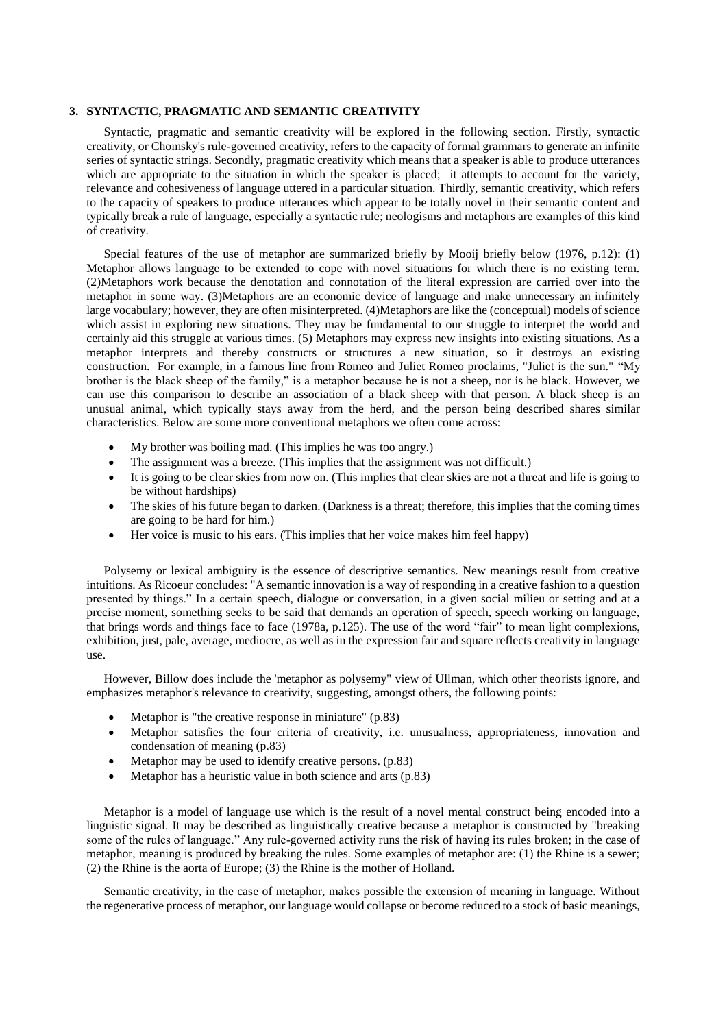### 3. SYNTACTIC, PRAGMATIC AND SEMANTIC CREATIVITY

Syntactic, pragmatic and semantic creativity will be explored in the following section. Firstly, syntactic creativity, or Chomsky's rule-governed creativity, refers to the capacity of formal grammars to generate an infinite series of syntactic strings. Secondly, pragmatic creativity which means that a speaker is able to produce utterances which are appropriate to the situation in which the speaker is placed; it attempts to account for the variety, relevance and cohesiveness of language uttered in a particular situation. Thirdly, semantic creativity, which refers to the capacity of speakers to produce utterances which appear to be totally novel in their semantic content and typically break a rule of language, especially a syntactic rule; neologisms and metaphors are examples of this kind of creativity.

Special features of the use of metaphor are summarized briefly by Mooij briefly below (1976, p.12): (1) Metaphor allows language to be extended to cope with novel situations for which there is no existing term. (2)Metaphors work because the denotation and connotation of the literal expression are carried over into the metaphor in some way. (3)Metaphors are an economic device of language and make unnecessary an infinitely large vocabulary; however, they are often misinterpreted. (4)Metaphors are like the (conceptual) models of science which assist in exploring new situations. They may be fundamental to our struggle to interpret the world and certainly aid this struggle at various times. (5) Metaphors may express new insights into existing situations. As a metaphor interprets and thereby constructs or structures a new situation, so it destroys an existing construction. For example, in a famous line from Romeo and Juliet Romeo proclaims, "Juliet is the sun." "My brother is the black sheep of the family," is a metaphor because he is not a sheep, nor is he black. However, we can use this comparison to describe an association of a black sheep with that person. A black sheep is an unusual animal, which typically stays away from the herd, and the person being described shares similar characteristics. Below are some more conventional metaphors we often come across:

- My brother was boiling mad. (This implies he was too angry.)
- The assignment was a breeze. (This implies that the assignment was not difficult.)
- It is going to be clear skies from now on. (This implies that clear skies are not a threat and life is going to be without hardships)
- The skies of his future began to darken. (Darkness is a threat; therefore, this implies that the coming times are going to be hard for him.)
- Her voice is music to his ears. (This implies that her voice makes him feel happy)

Polysemy or lexical ambiguity is the essence of descriptive semantics. New meanings result from creative intuitions. As Ricoeur concludes: "A semantic innovation is a way of responding in a creative fashion to a question presented by things." In a certain speech, dialogue or conversation, in a given social milieu or setting and at a precise moment, something seeks to be said that demands an operation of speech, speech working on language, that brings words and things face to face (1978a, p.125). The use of the word "fair" to mean light complexions, exhibition, just, pale, average, mediocre, as well as in the expression fair and square reflects creativity in language use.

However, Billow does include the 'metaphor as polysemy" view of Ullman, which other theorists ignore, and emphasizes metaphor's relevance to creativity, suggesting, amongst others, the following points:

- Metaphor is "the creative response in miniature" (p.83)
- Metaphor satisfies the four criteria of creativity, i.e. unusualness, appropriateness, innovation and condensation of meaning (p.83)
- Metaphor may be used to identify creative persons. (p.83)
- Metaphor has a heuristic value in both science and arts (p.83)

Metaphor is a model of language use which is the result of a novel mental construct being encoded into a linguistic signal. It may be described as linguistically creative because a metaphor is constructed by "breaking some of the rules of language." Any rule-governed activity runs the risk of having its rules broken; in the case of metaphor, meaning is produced by breaking the rules. Some examples of metaphor are: (1) the Rhine is a sewer; (2) the Rhine is the aorta of Europe; (3) the Rhine is the mother of Holland.

Semantic creativity, in the case of metaphor, makes possible the extension of meaning in language. Without the regenerative process of metaphor, our language would collapse or become reduced to a stock of basic meanings,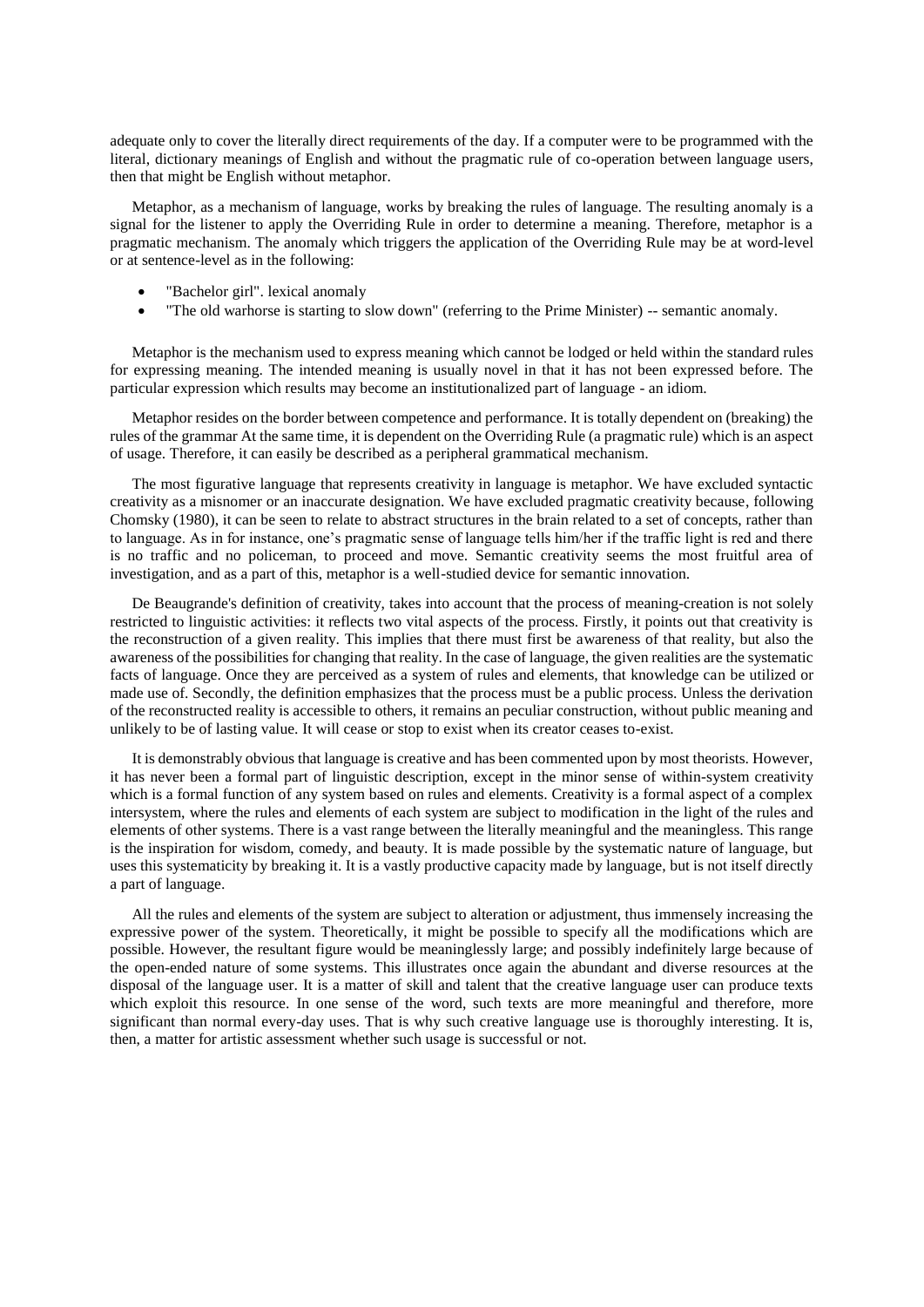adequate only to cover the literally direct requirements of the day. If a computer were to be programmed with the literal, dictionary meanings of English and without the pragmatic rule of co-operation between language users, then that might be English without metaphor.

Metaphor, as a mechanism of language, works by breaking the rules of language. The resulting anomaly is a signal for the listener to apply the Overriding Rule in order to determine a meaning. Therefore, metaphor is a pragmatic mechanism. The anomaly which triggers the application of the Overriding Rule may be at word-level or at sentence-level as in the following:

- "Bachelor girl". lexical anomaly
- "The old warhorse is starting to slow down" (referring to the Prime Minister) -- semantic anomaly.

Metaphor is the mechanism used to express meaning which cannot be lodged or held within the standard rules for expressing meaning. The intended meaning is usually novel in that it has not been expressed before. The particular expression which results may become an institutionalized part of language - an idiom.

Metaphor resides on the border between competence and performance. It is totally dependent on (breaking) the rules of the grammar At the same time, it is dependent on the Overriding Rule (a pragmatic rule) which is an aspect of usage. Therefore, it can easily be described as a peripheral grammatical mechanism.

The most figurative language that represents creativity in language is metaphor. We have excluded syntactic creativity as a misnomer or an inaccurate designation. We have excluded pragmatic creativity because, following Chomsky (1980), it can be seen to relate to abstract structures in the brain related to a set of concepts, rather than to language. As in for instance, one's pragmatic sense of language tells him/her if the traffic light is red and there is no traffic and no policeman, to proceed and move. Semantic creativity seems the most fruitful area of investigation, and as a part of this, metaphor is a well-studied device for semantic innovation.

De Beaugrande's definition of creativity, takes into account that the process of meaning-creation is not solely restricted to linguistic activities: it reflects two vital aspects of the process. Firstly, it points out that creativity is the reconstruction of a given reality. This implies that there must first be awareness of that reality, but also the awareness of the possibilities for changing that reality. In the case of language, the given realities are the systematic facts of language. Once they are perceived as a system of rules and elements, that knowledge can be utilized or made use of. Secondly, the definition emphasizes that the process must be a public process. Unless the derivation of the reconstructed reality is accessible to others, it remains an peculiar construction, without public meaning and unlikely to be of lasting value. It will cease or stop to exist when its creator ceases to-exist.

It is demonstrably obvious that language is creative and has been commented upon by most theorists. However, it has never been a formal part of linguistic description, except in the minor sense of within-system creativity which is a formal function of any system based on rules and elements. Creativity is a formal aspect of a complex intersystem, where the rules and elements of each system are subject to modification in the light of the rules and elements of other systems. There is a vast range between the literally meaningful and the meaningless. This range is the inspiration for wisdom, comedy, and beauty. It is made possible by the systematic nature of language, but uses this systematicity by breaking it. It is a vastly productive capacity made by language, but is not itself directly a part of language.

All the rules and elements of the system are subject to alteration or adjustment, thus immensely increasing the expressive power of the system. Theoretically, it might be possible to specify all the modifications which are possible. However, the resultant figure would be meaninglessly large; and possibly indefinitely large because of the open-ended nature of some systems. This illustrates once again the abundant and diverse resources at the disposal of the language user. It is a matter of skill and talent that the creative language user can produce texts which exploit this resource. In one sense of the word, such texts are more meaningful and therefore, more significant than normal every-day uses. That is why such creative language use is thoroughly interesting. It is, then, a matter for artistic assessment whether such usage is successful or not.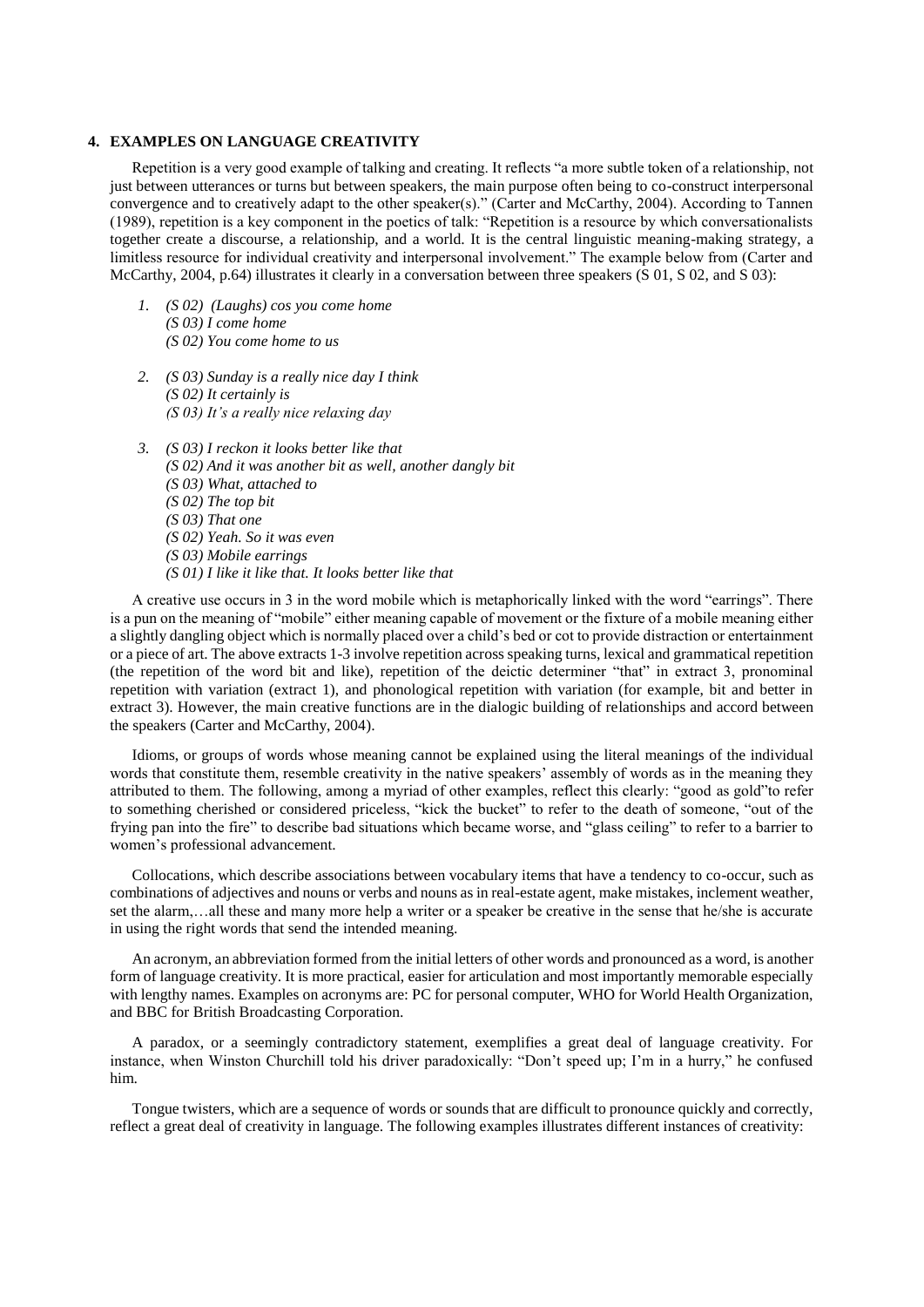## 4. EXAMPLES ON LANGUAGE CREATIVITY

Repetition is a very good example of talking and creating. It reflects "a more subtle token of a relationship, not just between utterances or turns but between speakers, the main purpose often being to co-construct interpersonal convergence and to creatively adapt to the other speaker(s)." (Carter and McCarthy, 2004). According to Tannen (1989), repetition is a key component in the poetics of talk: "Repetition is a resource by which conversationalists together create a discourse, a relationship, and a world. It is the central linguistic meaning-making strategy, a limitless resource for individual creativity and interpersonal involvement." The example below from (Carter and McCarthy, 2004, p.64) illustrates it clearly in a conversation between three speakers (S 01, S 02, and S 03):

1. *(S 02) (Laughs) cos you come home*
   *(S 03) I come home*
   *(S 02) You come home to us*

2. *(S 03) Sunday is a really nice day I think*
   *(S 02) It certainly is*
   *(S 03) It's a really nice relaxing day*

3. *(S 03) I reckon it looks better like that*
   *(S 02) And it was another bit as well, another dangly bit*
   *(S 03) What, attached to*
   *(S 02) The top bit*
   *(S 03) That one*
   *(S 02) Yeah. So it was even*
   *(S 03) Mobile earrings*
   *(S 01) I like it like that. It looks better like that*

A creative use occurs in 3 in the word mobile which is metaphorically linked with the word "earrings". There is a pun on the meaning of "mobile" either meaning capable of movement or the fixture of a mobile meaning either a slightly dangling object which is normally placed over a child's bed or cot to provide distraction or entertainment or a piece of art. The above extracts 1-3 involve repetition across speaking turns, lexical and grammatical repetition (the repetition of the word bit and like), repetition of the deictic determiner "that" in extract 3, pronominal repetition with variation (extract 1), and phonological repetition with variation (for example, bit and better in extract 3). However, the main creative functions are in the dialogic building of relationships and accord between the speakers (Carter and McCarthy, 2004).

Idioms, or groups of words whose meaning cannot be explained using the literal meanings of the individual words that constitute them, resemble creativity in the native speakers' assembly of words as in the meaning they attributed to them. The following, among a myriad of other examples, reflect this clearly: "good as gold"to refer to something cherished or considered priceless, "kick the bucket" to refer to the death of someone, "out of the frying pan into the fire" to describe bad situations which became worse, and "glass ceiling" to refer to a barrier to women's professional advancement.

Collocations, which describe associations between vocabulary items that have a tendency to co-occur, such as combinations of adjectives and nouns or verbs and nouns as in real-estate agent, make mistakes, inclement weather, set the alarm,…all these and many more help a writer or a speaker be creative in the sense that he/she is accurate in using the right words that send the intended meaning.

An acronym, an abbreviation formed from the initial letters of other words and pronounced as a word, is another form of language creativity. It is more practical, easier for articulation and most importantly memorable especially with lengthy names. Examples on acronyms are: PC for personal computer, WHO for World Health Organization, and BBC for British Broadcasting Corporation.

A paradox, or a seemingly contradictory statement, exemplifies a great deal of language creativity. For instance, when Winston Churchill told his driver paradoxically: "Don't speed up; I'm in a hurry," he confused him.

Tongue twisters, which are a sequence of words or sounds that are difficult to pronounce quickly and correctly, reflect a great deal of creativity in language. The following examples illustrates different instances of creativity: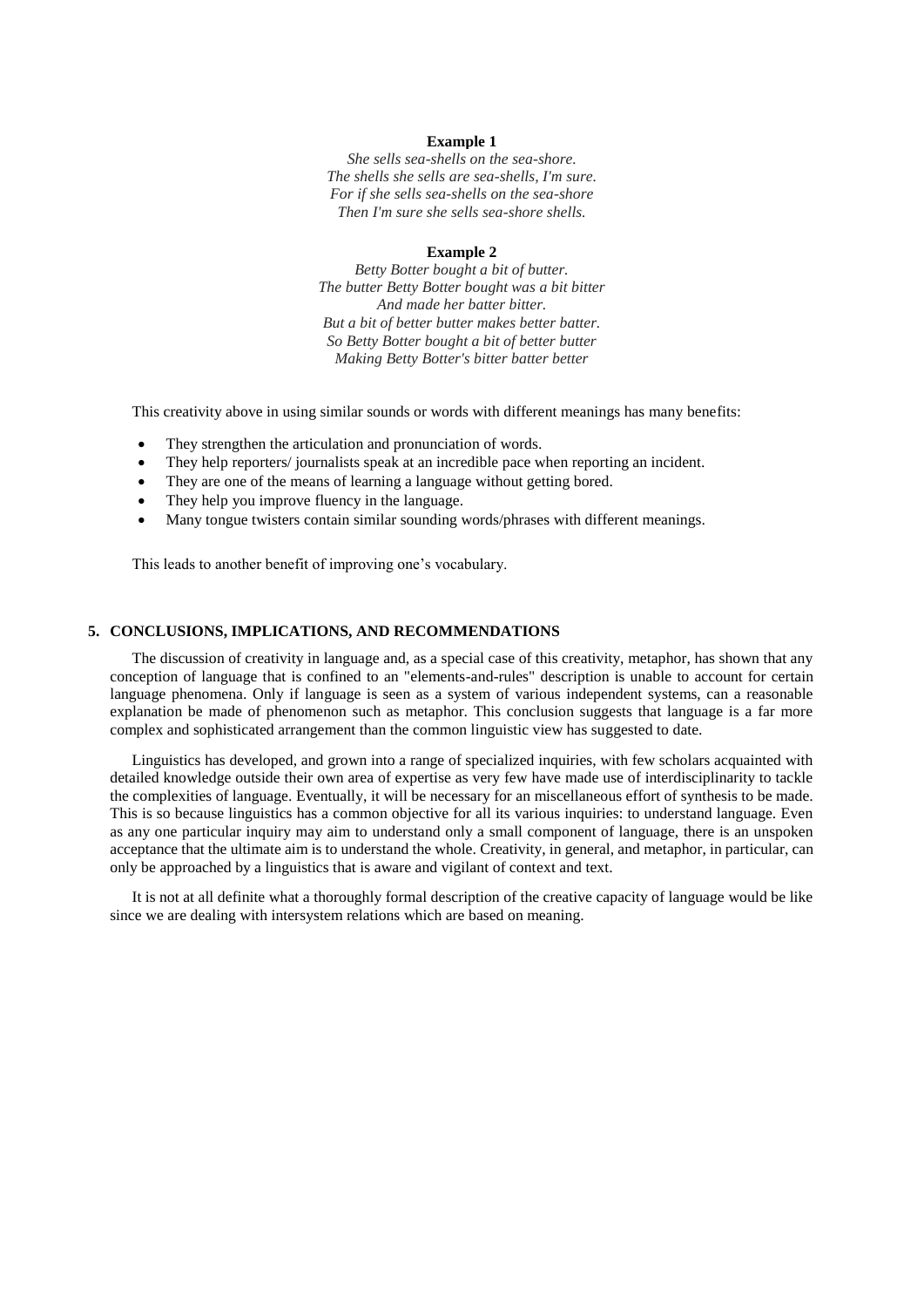**Example 1**

*She sells sea-shells on the sea-shore.*
*The shells she sells are sea-shells, I'm sure.*
*For if she sells sea-shells on the sea-shore*
*Then I'm sure she sells sea-shore shells.*

**Example 2**

*Betty Botter bought a bit of butter.*
*The butter Betty Botter bought was a bit bitter*
*And made her batter bitter.*
*But a bit of better butter makes better batter.*
*So Betty Botter bought a bit of better butter*
*Making Betty Botter's bitter batter better*

This creativity above in using similar sounds or words with different meanings has many benefits:

- They strengthen the articulation and pronunciation of words.
- They help reporters/ journalists speak at an incredible pace when reporting an incident.
- They are one of the means of learning a language without getting bored.
- They help you improve fluency in the language.
- Many tongue twisters contain similar sounding words/phrases with different meanings.

This leads to another benefit of improving one's vocabulary.

## 5. CONCLUSIONS, IMPLICATIONS, AND RECOMMENDATIONS

The discussion of creativity in language and, as a special case of this creativity, metaphor, has shown that any conception of language that is confined to an "elements-and-rules" description is unable to account for certain language phenomena. Only if language is seen as a system of various independent systems, can a reasonable explanation be made of phenomenon such as metaphor. This conclusion suggests that language is a far more complex and sophisticated arrangement than the common linguistic view has suggested to date.

Linguistics has developed, and grown into a range of specialized inquiries, with few scholars acquainted with detailed knowledge outside their own area of expertise as very few have made use of interdisciplinarity to tackle the complexities of language. Eventually, it will be necessary for an miscellaneous effort of synthesis to be made. This is so because linguistics has a common objective for all its various inquiries: to understand language. Even as any one particular inquiry may aim to understand only a small component of language, there is an unspoken acceptance that the ultimate aim is to understand the whole. Creativity, in general, and metaphor, in particular, can only be approached by a linguistics that is aware and vigilant of context and text.

It is not at all definite what a thoroughly formal description of the creative capacity of language would be like since we are dealing with intersystem relations which are based on meaning.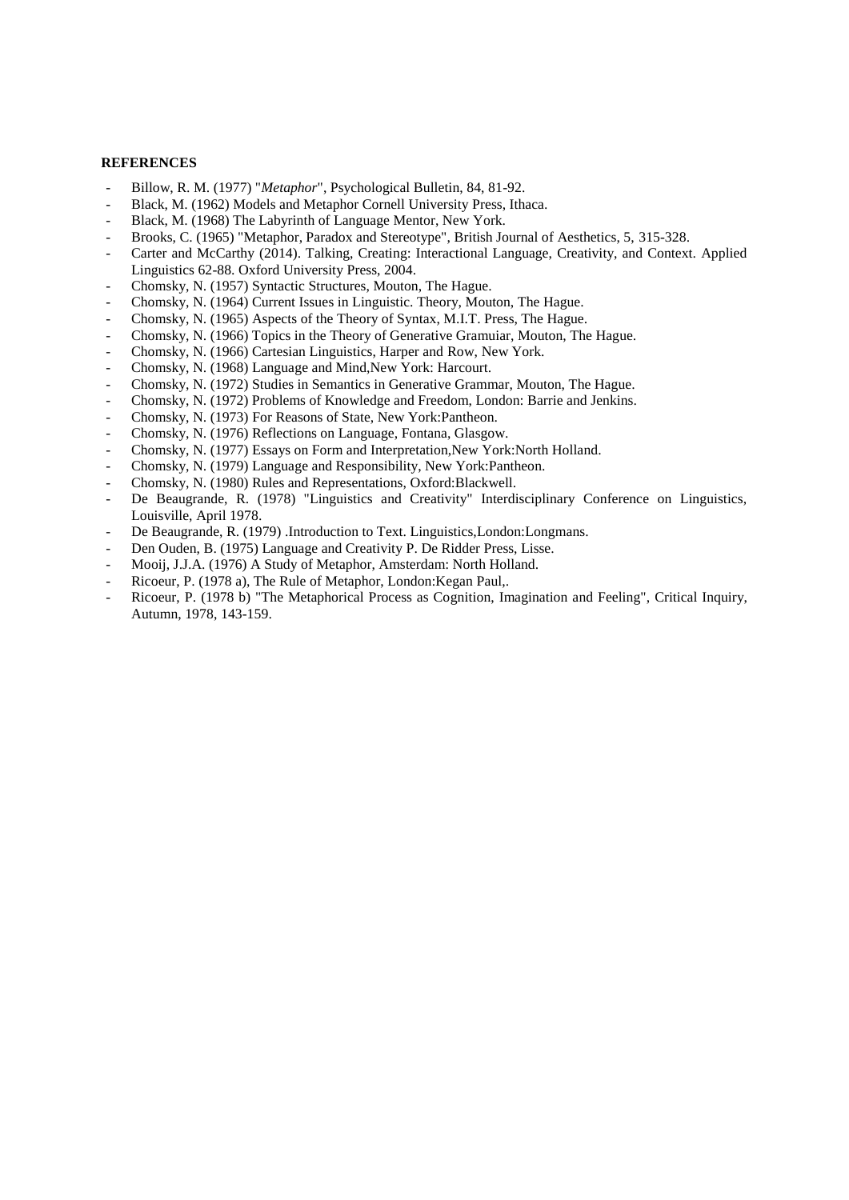**REFERENCES**

- Billow, R. M. (1977) "*Metaphor*", Psychological Bulletin, 84, 81-92.
- Black, M. (1962) Models and Metaphor Cornell University Press, Ithaca.
- Black, M. (1968) The Labyrinth of Language Mentor, New York.
- Brooks, C. (1965) "Metaphor, Paradox and Stereotype", British Journal of Aesthetics, 5, 315-328.
- Carter and McCarthy (2014). Talking, Creating: Interactional Language, Creativity, and Context. Applied Linguistics 62-88. Oxford University Press, 2004.
- Chomsky, N. (1957) Syntactic Structures, Mouton, The Hague.
- Chomsky, N. (1964) Current Issues in Linguistic. Theory, Mouton, The Hague.
- Chomsky, N. (1965) Aspects of the Theory of Syntax, M.I.T. Press, The Hague.
- Chomsky, N. (1966) Topics in the Theory of Generative Gramuiar, Mouton, The Hague.
- Chomsky, N. (1966) Cartesian Linguistics, Harper and Row, New York.
- Chomsky, N. (1968) Language and Mind,New York: Harcourt.
- Chomsky, N. (1972) Studies in Semantics in Generative Grammar, Mouton, The Hague.
- Chomsky, N. (1972) Problems of Knowledge and Freedom, London: Barrie and Jenkins.
- Chomsky, N. (1973) For Reasons of State, New York:Pantheon.
- Chomsky, N. (1976) Reflections on Language, Fontana, Glasgow.
- Chomsky, N. (1977) Essays on Form and Interpretation,New York:North Holland.
- Chomsky, N. (1979) Language and Responsibility, New York:Pantheon.
- Chomsky, N. (1980) Rules and Representations, Oxford:Blackwell.
- De Beaugrande, R. (1978) "Linguistics and Creativity" Interdisciplinary Conference on Linguistics, Louisville, April 1978.
- De Beaugrande, R. (1979) .Introduction to Text. Linguistics,London:Longmans.
- Den Ouden, B. (1975) Language and Creativity P. De Ridder Press, Lisse.
- Mooij, J.J.A. (1976) A Study of Metaphor, Amsterdam: North Holland.
- Ricoeur, P. (1978 a), The Rule of Metaphor, London:Kegan Paul,.
- Ricoeur, P. (1978 b) "The Metaphorical Process as Cognition, Imagination and Feeling", Critical Inquiry, Autumn, 1978, 143-159.